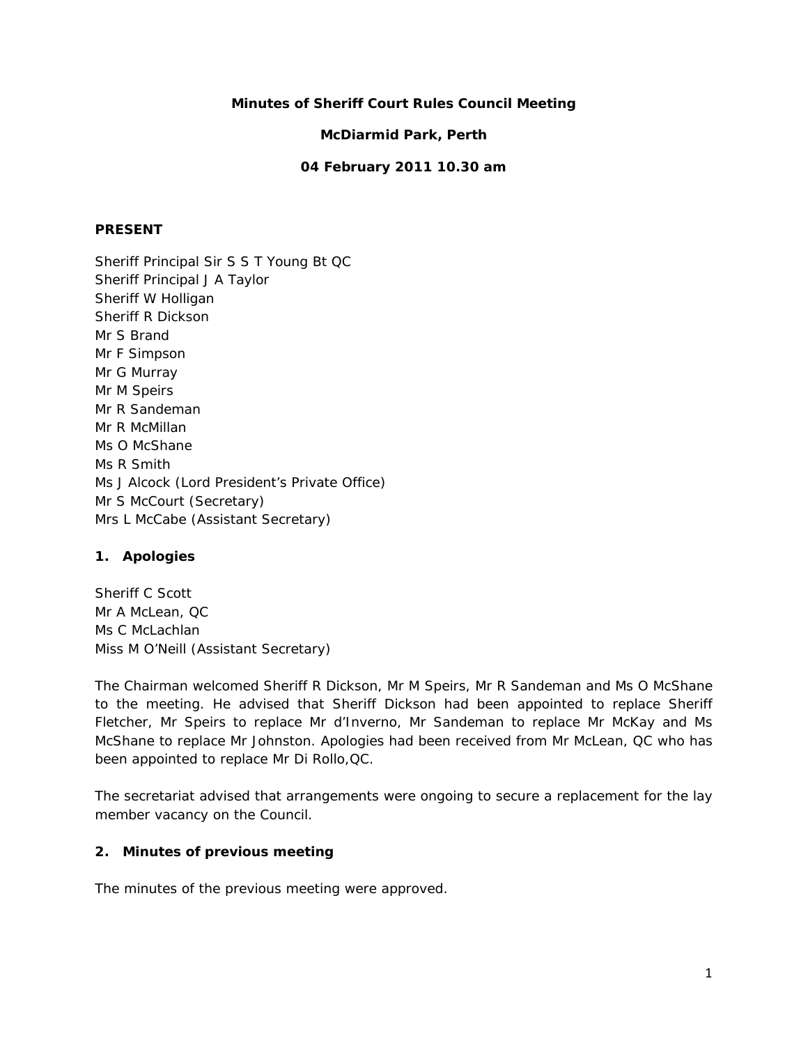# Minutes of Sheriff Court Rules Council Meeting

## McDiarmid Park, Perth

## 04 February 2011 10.30 am

### PRESENT

Sheriff Principal Sir S S T Young Bt QC
Sheriff Principal J A Taylor
Sheriff W Holligan
Sheriff R Dickson
Mr S Brand
Mr F Simpson
Mr G Murray
Mr M Speirs
Mr R Sandeman
Mr R McMillan
Ms O McShane
Ms R Smith
Ms J Alcock (Lord President's Private Office)
Mr S McCourt (Secretary)
Mrs L McCabe (Assistant Secretary)

### 1. Apologies

Sheriff C Scott
Mr A McLean, QC
Ms C McLachlan
Miss M O'Neill (Assistant Secretary)

The Chairman welcomed Sheriff R Dickson, Mr M Speirs, Mr R Sandeman and Ms O McShane to the meeting. He advised that Sheriff Dickson had been appointed to replace Sheriff Fletcher, Mr Speirs to replace Mr d'Inverno, Mr Sandeman to replace Mr McKay and Ms McShane to replace Mr Johnston. Apologies had been received from Mr McLean, QC who has been appointed to replace Mr Di Rollo,QC.

The secretariat advised that arrangements were ongoing to secure a replacement for the lay member vacancy on the Council.

### 2. Minutes of previous meeting

The minutes of the previous meeting were approved.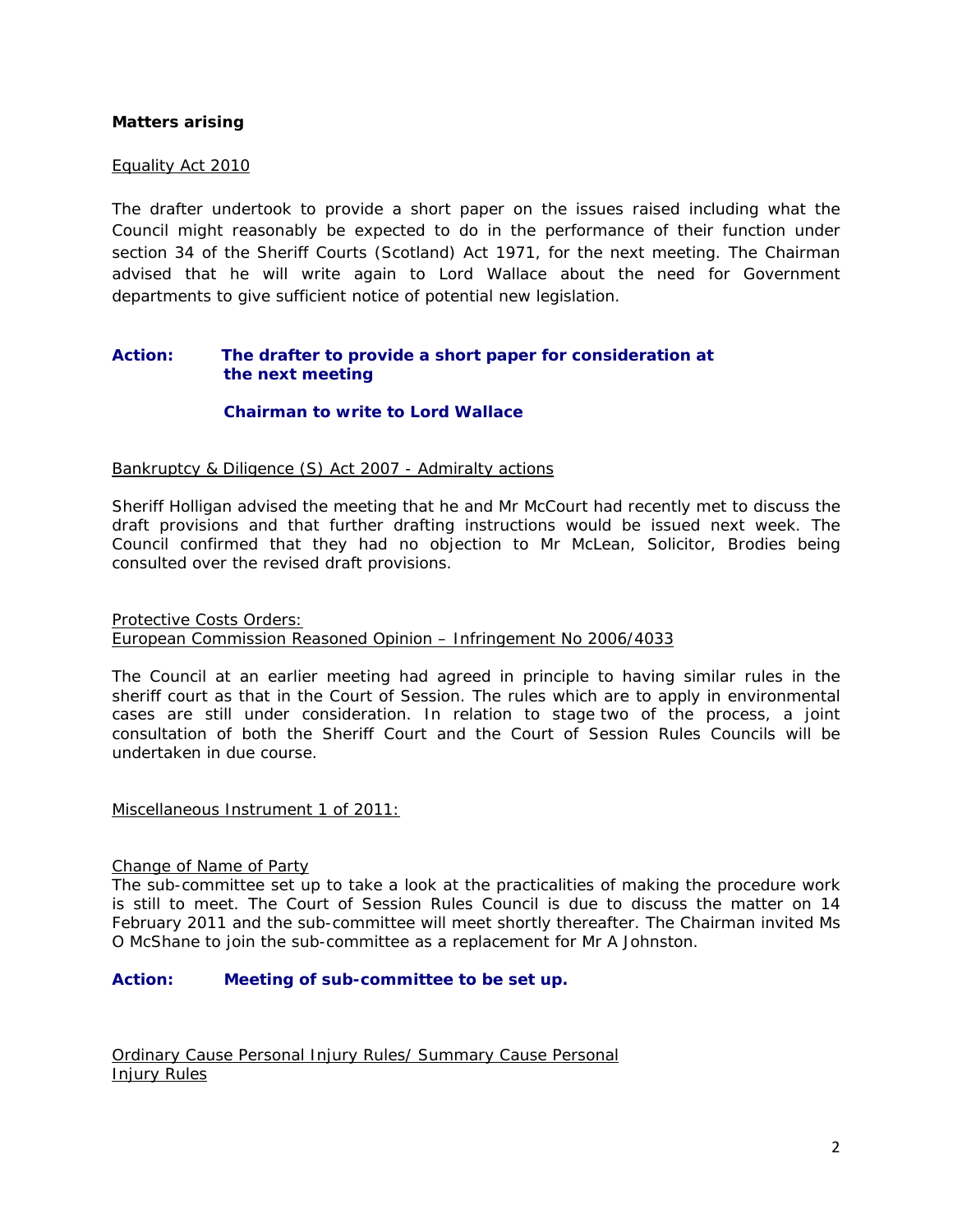**Matters arising**

Equality Act 2010

The drafter undertook to provide a short paper on the issues raised including what the Council might reasonably be expected to do in the performance of their function under section 34 of the Sheriff Courts (Scotland) Act 1971, for the next meeting. The Chairman advised that he will write again to Lord Wallace about the need for Government departments to give sufficient notice of potential new legislation.

**Action: The drafter to provide a short paper for consideration at the next meeting**

**Chairman to write to Lord Wallace**

Bankruptcy & Diligence (S) Act 2007 - Admiralty actions

Sheriff Holligan advised the meeting that he and Mr McCourt had recently met to discuss the draft provisions and that further drafting instructions would be issued next week. The Council confirmed that they had no objection to Mr McLean, Solicitor, Brodies being consulted over the revised draft provisions.

Protective Costs Orders:
European Commission Reasoned Opinion – Infringement No 2006/4033

The Council at an earlier meeting had agreed in principle to having similar rules in the sheriff court as that in the Court of Session. The rules which are to apply in environmental cases are still under consideration. In relation to stage two of the process, a joint consultation of both the Sheriff Court and the Court of Session Rules Councils will be undertaken in due course.

Miscellaneous Instrument 1 of 2011:

Change of Name of Party
The sub-committee set up to take a look at the practicalities of making the procedure work is still to meet. The Court of Session Rules Council is due to discuss the matter on 14 February 2011 and the sub-committee will meet shortly thereafter. The Chairman invited Ms O McShane to join the sub-committee as a replacement for Mr A Johnston.

**Action: Meeting of sub-committee to be set up.**

Ordinary Cause Personal Injury Rules/ Summary Cause Personal Injury Rules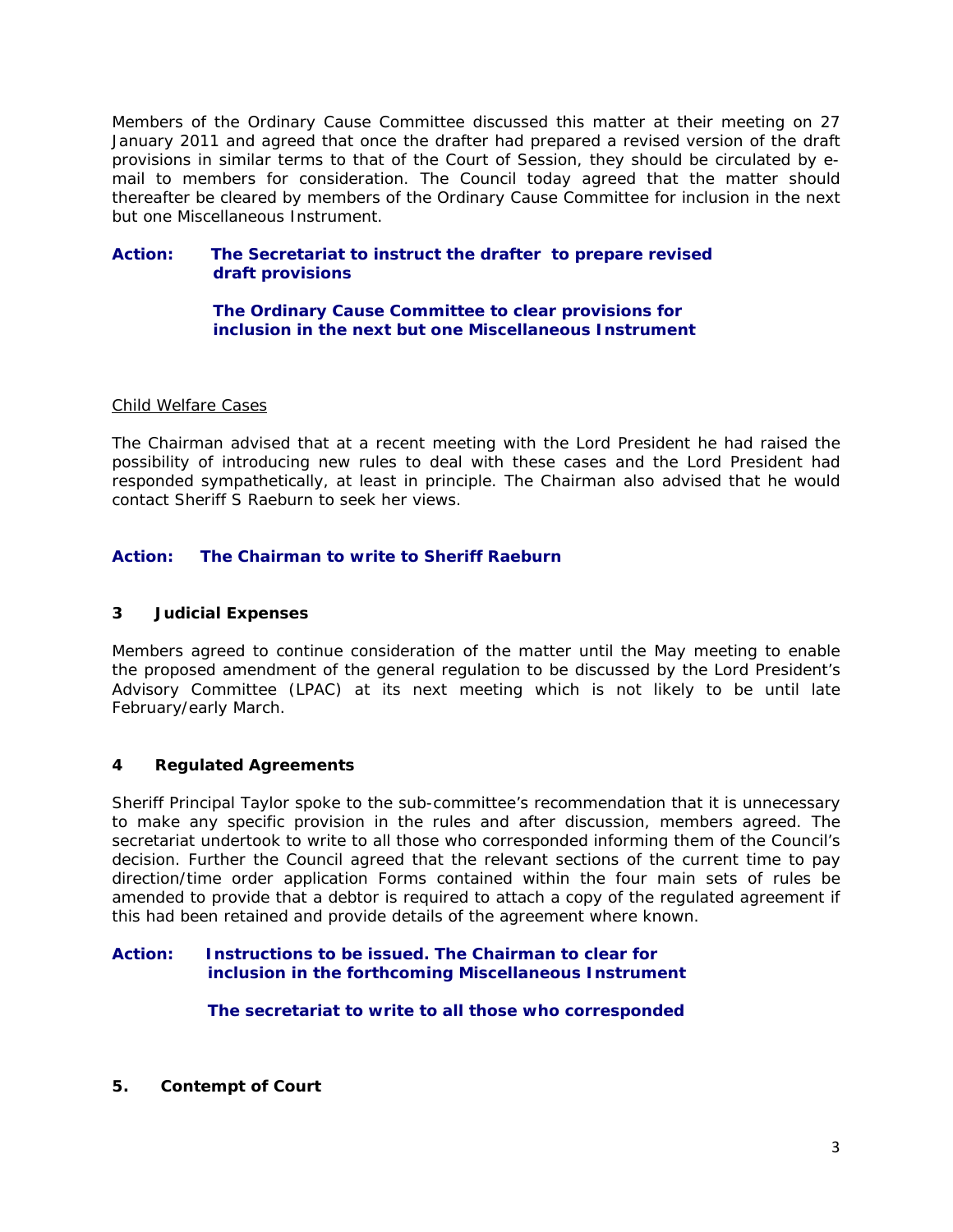Members of the Ordinary Cause Committee discussed this matter at their meeting on 27 January 2011 and agreed that once the drafter had prepared a revised version of the draft provisions in similar terms to that of the Court of Session, they should be circulated by e-mail to members for consideration. The Council today agreed that the matter should thereafter be cleared by members of the Ordinary Cause Committee for inclusion in the next but one Miscellaneous Instrument.

**Action: The Secretariat to instruct the drafter to prepare revised draft provisions**

**The Ordinary Cause Committee to clear provisions for inclusion in the next but one Miscellaneous Instrument**

Child Welfare Cases

The Chairman advised that at a recent meeting with the Lord President he had raised the possibility of introducing new rules to deal with these cases and the Lord President had responded sympathetically, at least in principle. The Chairman also advised that he would contact Sheriff S Raeburn to seek her views.

**Action: The Chairman to write to Sheriff Raeburn**

### 3 Judicial Expenses

Members agreed to continue consideration of the matter until the May meeting to enable the proposed amendment of the general regulation to be discussed by the Lord President's Advisory Committee (LPAC) at its next meeting which is not likely to be until late February/early March.

### 4 Regulated Agreements

Sheriff Principal Taylor spoke to the sub-committee's recommendation that it is unnecessary to make any specific provision in the rules and after discussion, members agreed. The secretariat undertook to write to all those who corresponded informing them of the Council's decision. Further the Council agreed that the relevant sections of the current time to pay direction/time order application Forms contained within the four main sets of rules be amended to provide that a debtor is required to attach a copy of the regulated agreement if this had been retained and provide details of the agreement where known.

**Action: Instructions to be issued. The Chairman to clear for inclusion in the forthcoming Miscellaneous Instrument**

**The secretariat to write to all those who corresponded**

### 5. Contempt of Court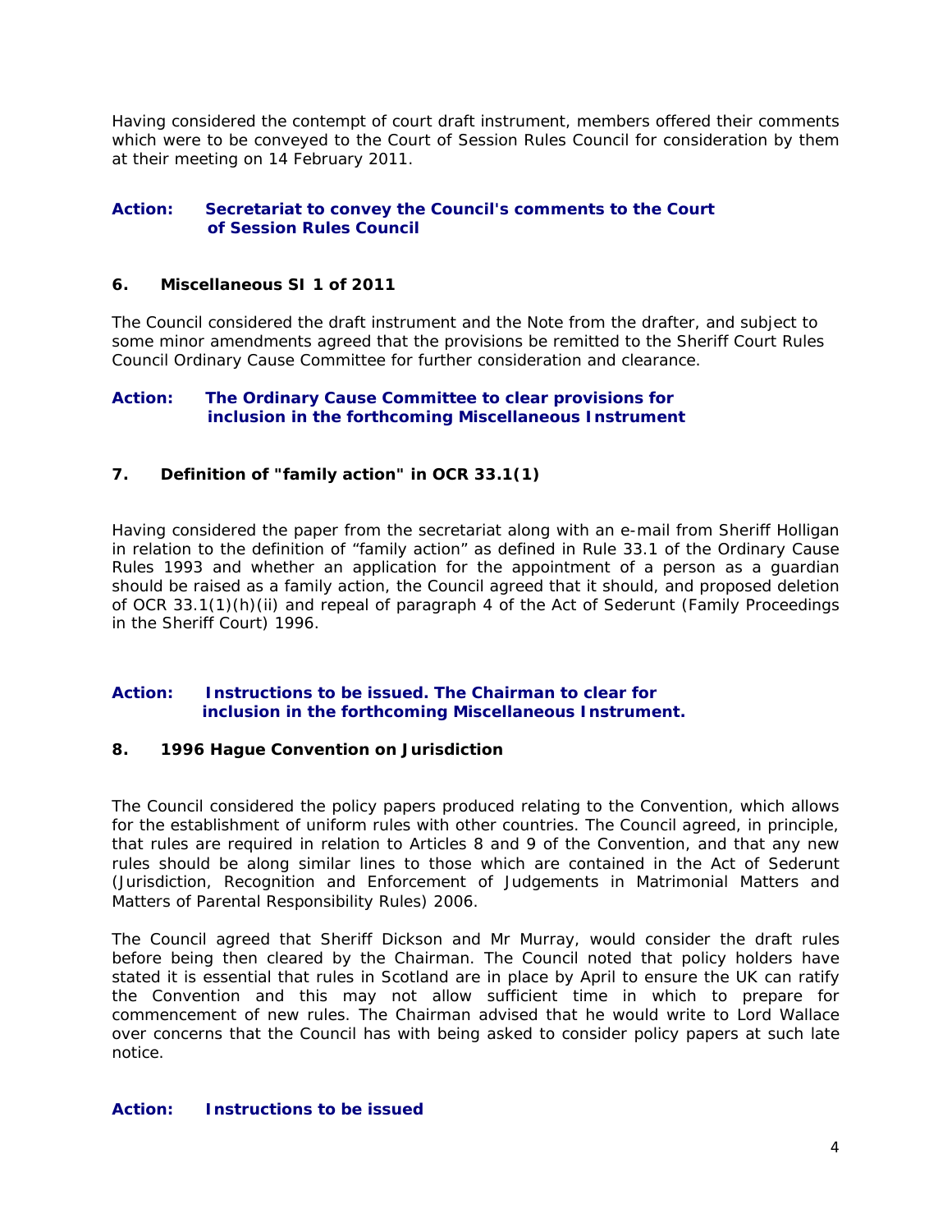Having considered the contempt of court draft instrument, members offered their comments which were to be conveyed to the Court of Session Rules Council for consideration by them at their meeting on 14 February 2011.

**Action: Secretariat to convey the Council's comments to the Court of Session Rules Council**

### 6. Miscellaneous SI 1 of 2011

The Council considered the draft instrument and the Note from the drafter, and subject to some minor amendments agreed that the provisions be remitted to the Sheriff Court Rules Council Ordinary Cause Committee for further consideration and clearance.

**Action: The Ordinary Cause Committee to clear provisions for inclusion in the forthcoming Miscellaneous Instrument**

### 7. Definition of "family action" in OCR 33.1(1)

Having considered the paper from the secretariat along with an e-mail from Sheriff Holligan in relation to the definition of "family action" as defined in Rule 33.1 of the Ordinary Cause Rules 1993 and whether an application for the appointment of a person as a guardian should be raised as a family action, the Council agreed that it should, and proposed deletion of OCR 33.1(1)(h)(ii) and repeal of paragraph 4 of the Act of Sederunt (Family Proceedings in the Sheriff Court) 1996.

**Action: Instructions to be issued. The Chairman to clear for inclusion in the forthcoming Miscellaneous Instrument.**

### 8. 1996 Hague Convention on Jurisdiction

The Council considered the policy papers produced relating to the Convention, which allows for the establishment of uniform rules with other countries. The Council agreed, in principle, that rules are required in relation to Articles 8 and 9 of the Convention, and that any new rules should be along similar lines to those which are contained in the Act of Sederunt (Jurisdiction, Recognition and Enforcement of Judgements in Matrimonial Matters and Matters of Parental Responsibility Rules) 2006.

The Council agreed that Sheriff Dickson and Mr Murray, would consider the draft rules before being then cleared by the Chairman. The Council noted that policy holders have stated it is essential that rules in Scotland are in place by April to ensure the UK can ratify the Convention and this may not allow sufficient time in which to prepare for commencement of new rules. The Chairman advised that he would write to Lord Wallace over concerns that the Council has with being asked to consider policy papers at such late notice.

**Action: Instructions to be issued**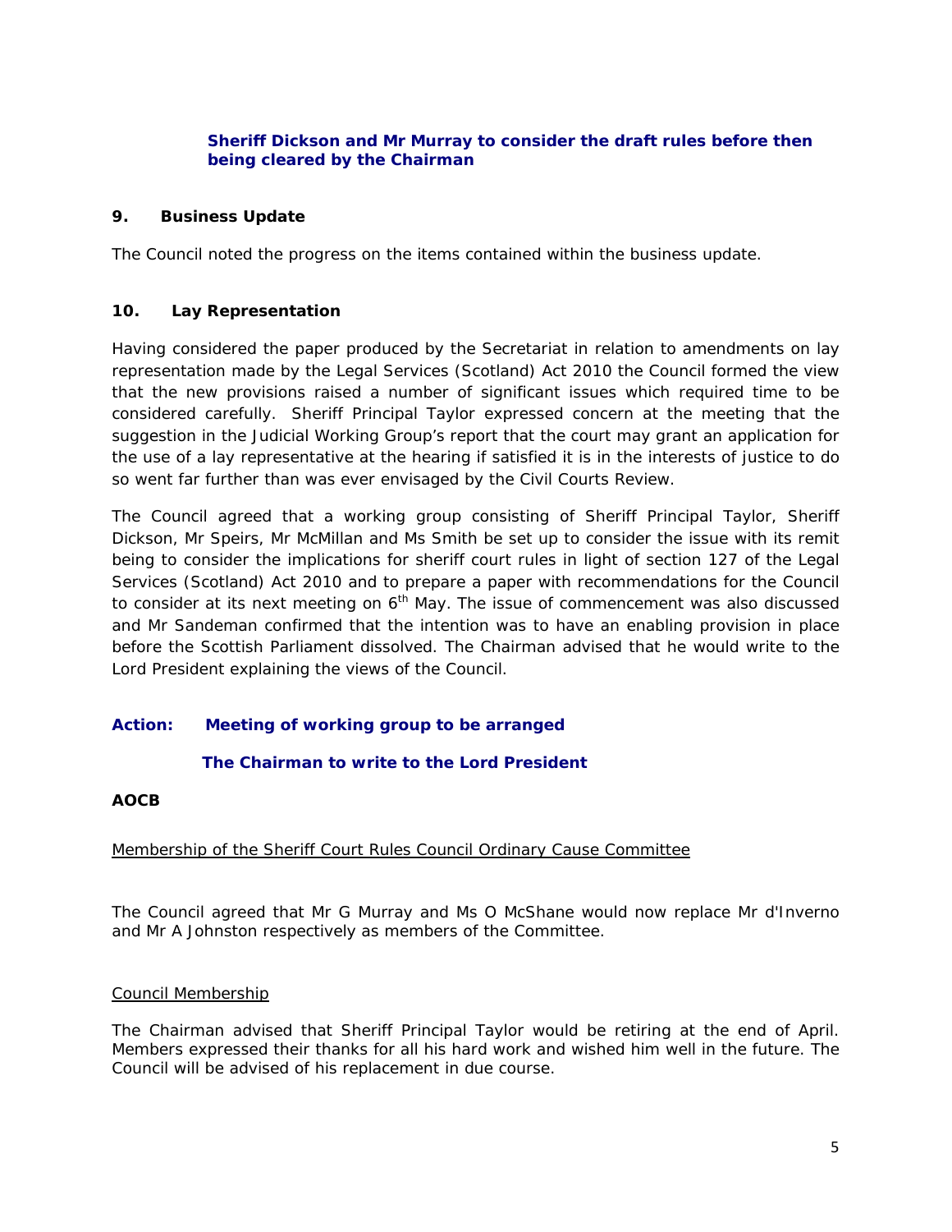**Sheriff Dickson and Mr Murray to consider the draft rules before then being cleared by the Chairman**

## 9. Business Update

The Council noted the progress on the items contained within the business update.

## 10. Lay Representation

Having considered the paper produced by the Secretariat in relation to amendments on lay representation made by the Legal Services (Scotland) Act 2010 the Council formed the view that the new provisions raised a number of significant issues which required time to be considered carefully. Sheriff Principal Taylor expressed concern at the meeting that the suggestion in the Judicial Working Group's report that the court may grant an application for the use of a lay representative at the hearing if satisfied it is in the interests of justice to do so went far further than was ever envisaged by the Civil Courts Review.

The Council agreed that a working group consisting of Sheriff Principal Taylor, Sheriff Dickson, Mr Speirs, Mr McMillan and Ms Smith be set up to consider the issue with its remit being to consider the implications for sheriff court rules in light of section 127 of the Legal Services (Scotland) Act 2010 and to prepare a paper with recommendations for the Council to consider at its next meeting on 6th May. The issue of commencement was also discussed and Mr Sandeman confirmed that the intention was to have an enabling provision in place before the Scottish Parliament dissolved. The Chairman advised that he would write to the Lord President explaining the views of the Council.

**Action: Meeting of working group to be arranged**

**The Chairman to write to the Lord President**

## AOCB

Membership of the Sheriff Court Rules Council Ordinary Cause Committee

The Council agreed that Mr G Murray and Ms O McShane would now replace Mr d'Inverno and Mr A Johnston respectively as members of the Committee.

Council Membership

The Chairman advised that Sheriff Principal Taylor would be retiring at the end of April. Members expressed their thanks for all his hard work and wished him well in the future. The Council will be advised of his replacement in due course.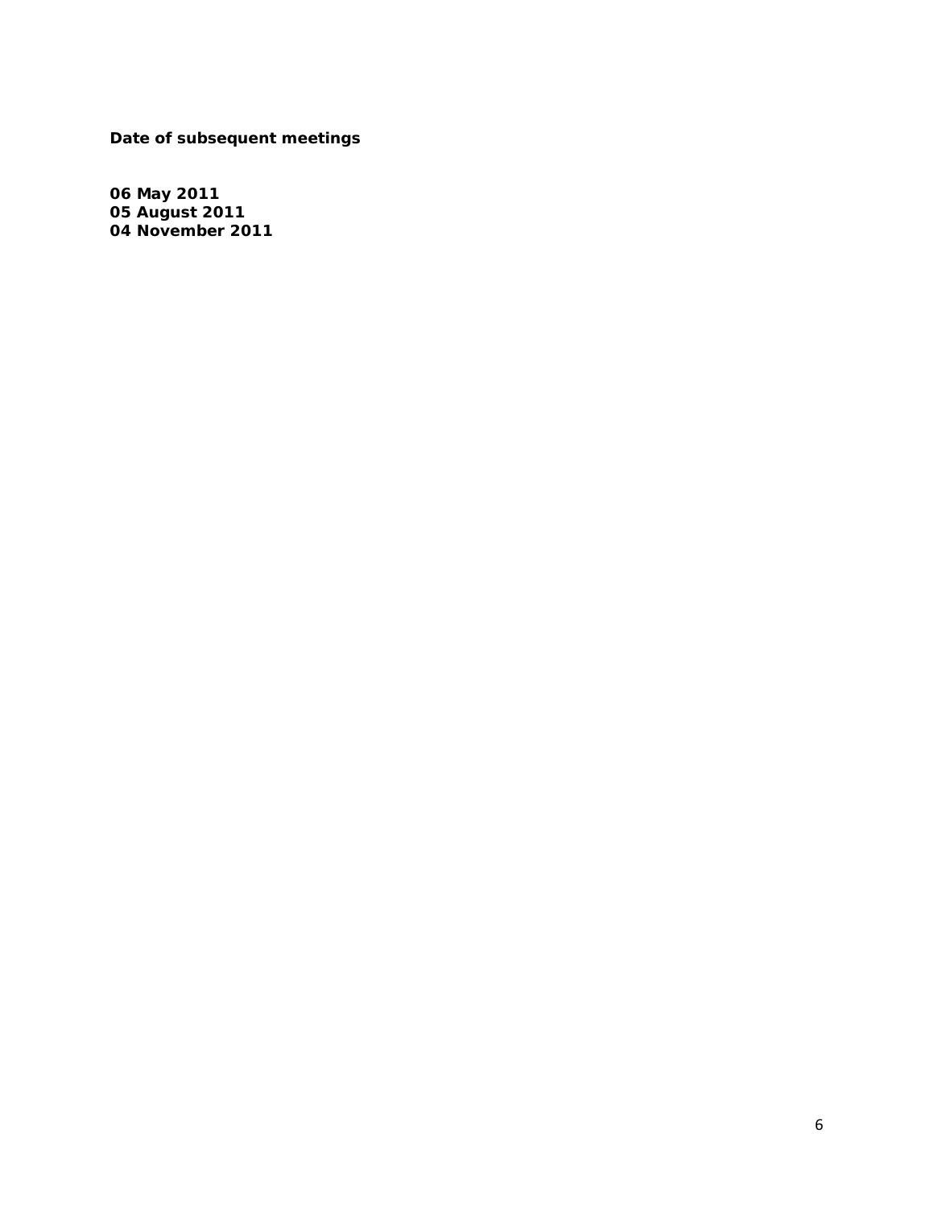**Date of subsequent meetings**

**06 May 2011**
**05 August 2011**
**04 November 2011**